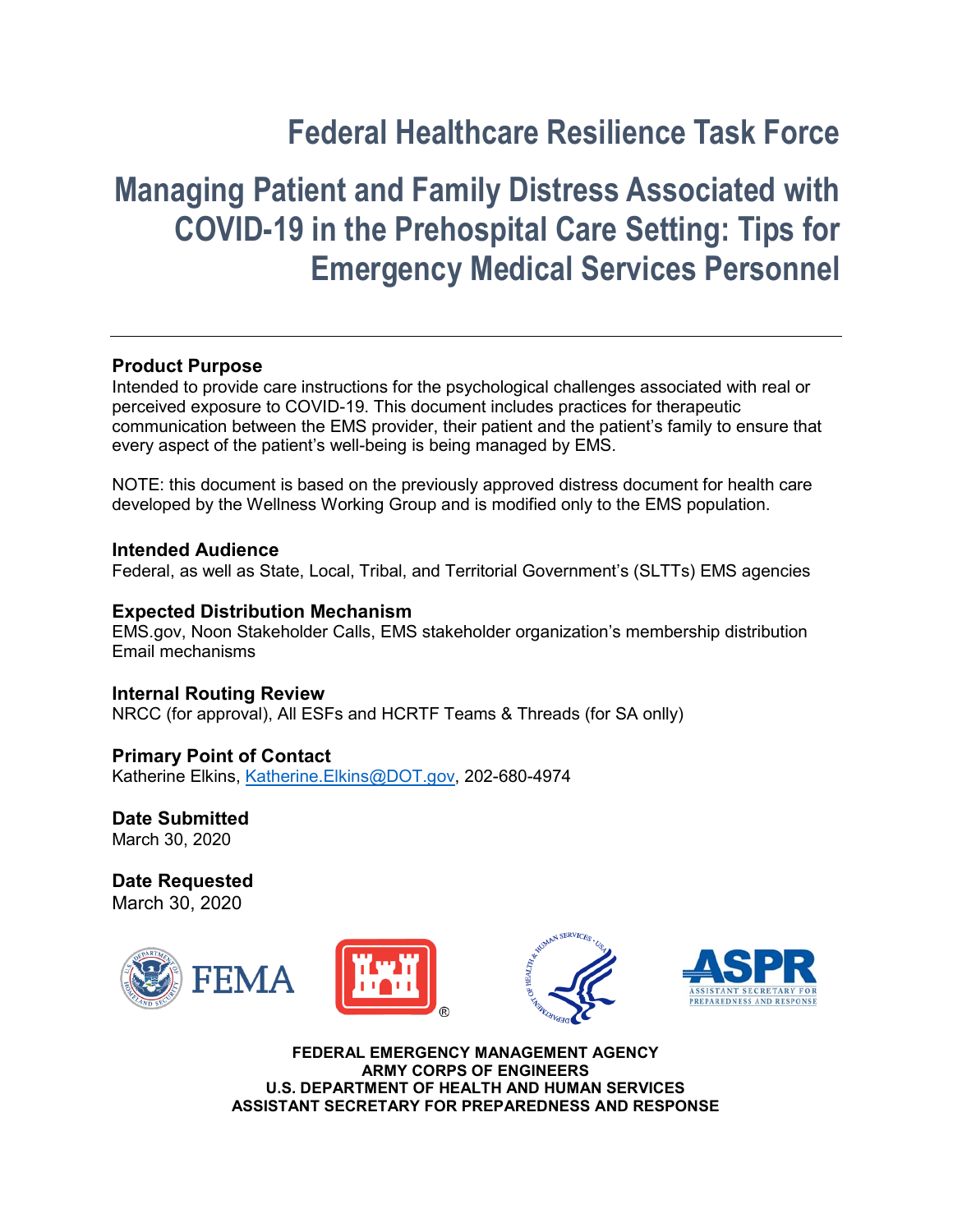# Federal Healthcare Resilience Task Force

# Managing Patient and Family Distress Associated with COVID-19 in the Prehospital Care Setting: Tips for Emergency Medical Services Personnel

---

**Product Purpose**

Intended to provide care instructions for the psychological challenges associated with real or perceived exposure to COVID-19. This document includes practices for therapeutic communication between the EMS provider, their patient and the patient's family to ensure that every aspect of the patient's well-being is being managed by EMS.

NOTE: this document is based on the previously approved distress document for health care developed by the Wellness Working Group and is modified only to the EMS population.

**Intended Audience**

Federal, as well as State, Local, Tribal, and Territorial Government's (SLTTs) EMS agencies

**Expected Distribution Mechanism**

EMS.gov, Noon Stakeholder Calls, EMS stakeholder organization's membership distribution Email mechanisms

**Internal Routing Review**

NRCC (for approval), All ESFs and HCRTF Teams & Threads (for SA onlly)

**Primary Point of Contact**

Katherine Elkins, Katherine.Elkins@DOT.gov, 202-680-4974

**Date Submitted**

March 30, 2020

**Date Requested**

March 30, 2020

**FEDERAL EMERGENCY MANAGEMENT AGENCY**
**ARMY CORPS OF ENGINEERS**
**U.S. DEPARTMENT OF HEALTH AND HUMAN SERVICES**
**ASSISTANT SECRETARY FOR PREPAREDNESS AND RESPONSE**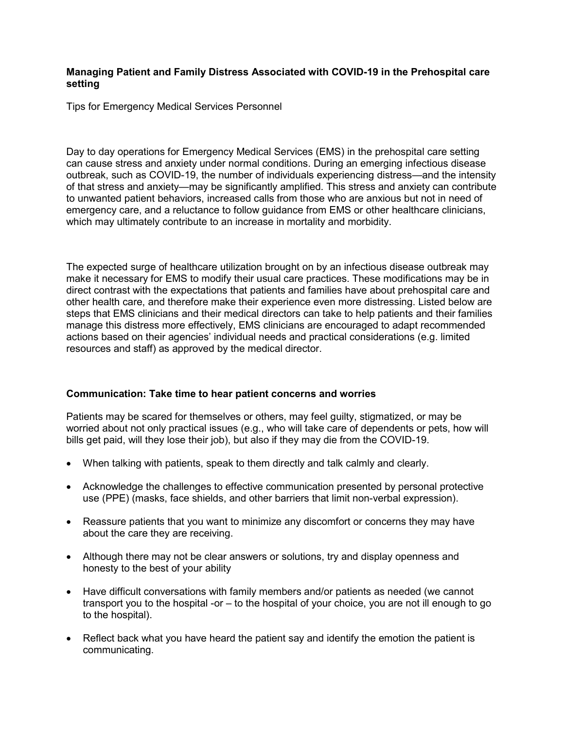**Managing Patient and Family Distress Associated with COVID-19 in the Prehospital care setting**

Tips for Emergency Medical Services Personnel

Day to day operations for Emergency Medical Services (EMS) in the prehospital care setting can cause stress and anxiety under normal conditions. During an emerging infectious disease outbreak, such as COVID-19, the number of individuals experiencing distress—and the intensity of that stress and anxiety—may be significantly amplified. This stress and anxiety can contribute to unwanted patient behaviors, increased calls from those who are anxious but not in need of emergency care, and a reluctance to follow guidance from EMS or other healthcare clinicians, which may ultimately contribute to an increase in mortality and morbidity.

The expected surge of healthcare utilization brought on by an infectious disease outbreak may make it necessary for EMS to modify their usual care practices. These modifications may be in direct contrast with the expectations that patients and families have about prehospital care and other health care, and therefore make their experience even more distressing. Listed below are steps that EMS clinicians and their medical directors can take to help patients and their families manage this distress more effectively, EMS clinicians are encouraged to adapt recommended actions based on their agencies' individual needs and practical considerations (e.g. limited resources and staff) as approved by the medical director.

**Communication: Take time to hear patient concerns and worries**

Patients may be scared for themselves or others, may feel guilty, stigmatized, or may be worried about not only practical issues (e.g., who will take care of dependents or pets, how will bills get paid, will they lose their job), but also if they may die from the COVID-19.

- When talking with patients, speak to them directly and talk calmly and clearly.
- Acknowledge the challenges to effective communication presented by personal protective use (PPE) (masks, face shields, and other barriers that limit non-verbal expression).
- Reassure patients that you want to minimize any discomfort or concerns they may have about the care they are receiving.
- Although there may not be clear answers or solutions, try and display openness and honesty to the best of your ability
- Have difficult conversations with family members and/or patients as needed (we cannot transport you to the hospital -or – to the hospital of your choice, you are not ill enough to go to the hospital).
- Reflect back what you have heard the patient say and identify the emotion the patient is communicating.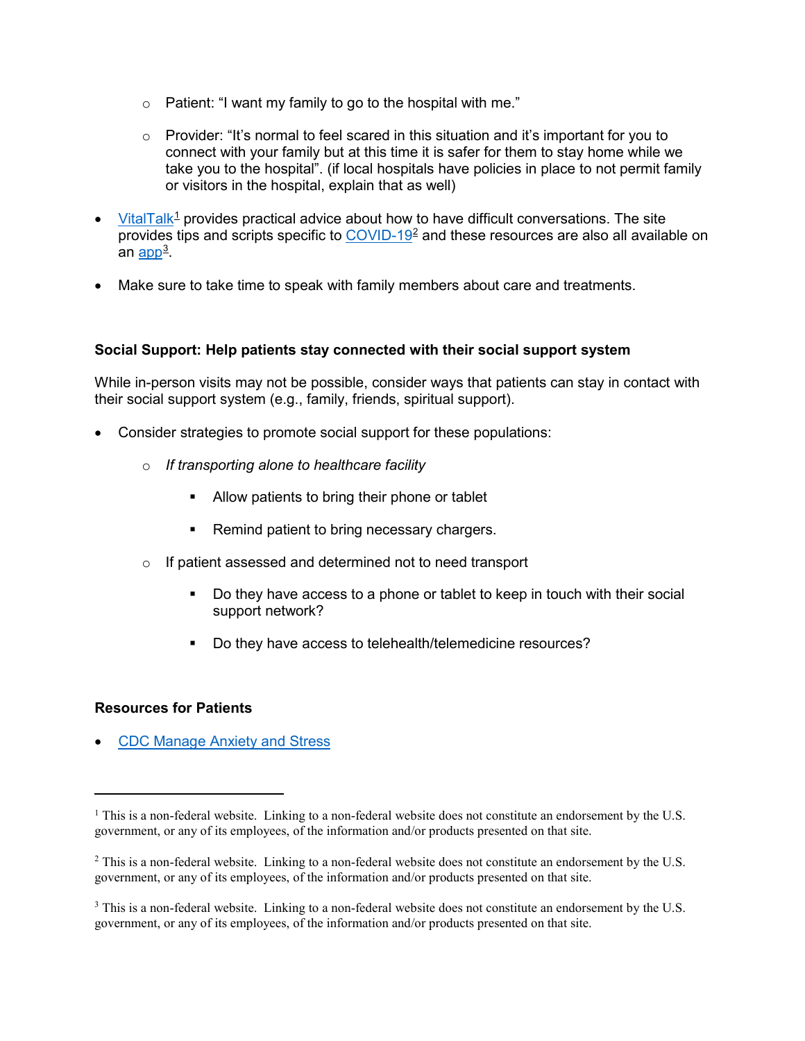- Patient: “I want my family to go to the hospital with me.”

    - Provider: “It’s normal to feel scared in this situation and it’s important for you to connect with your family but at this time it is safer for them to stay home while we take you to the hospital”. (if local hospitals have policies in place to not permit family or visitors in the hospital, explain that as well)

- VitalTalk[1] provides practical advice about how to have difficult conversations. The site provides tips and scripts specific to COVID-19[2] and these resources are also all available on an app[3].

- Make sure to take time to speak with family members about care and treatments.

**Social Support: Help patients stay connected with their social support system**

While in-person visits may not be possible, consider ways that patients can stay in contact with their social support system (e.g., family, friends, spiritual support).

- Consider strategies to promote social support for these populations:

    - *If transporting alone to healthcare facility*

        - Allow patients to bring their phone or tablet

        - Remind patient to bring necessary chargers.

    - If patient assessed and determined not to need transport

        - Do they have access to a phone or tablet to keep in touch with their social support network?

        - Do they have access to telehealth/telemedicine resources?

**Resources for Patients**

- CDC Manage Anxiety and Stress

---

[1] This is a non-federal website. Linking to a non-federal website does not constitute an endorsement by the U.S. government, or any of its employees, of the information and/or products presented on that site.

[2] This is a non-federal website. Linking to a non-federal website does not constitute an endorsement by the U.S. government, or any of its employees, of the information and/or products presented on that site.

[3] This is a non-federal website. Linking to a non-federal website does not constitute an endorsement by the U.S. government, or any of its employees, of the information and/or products presented on that site.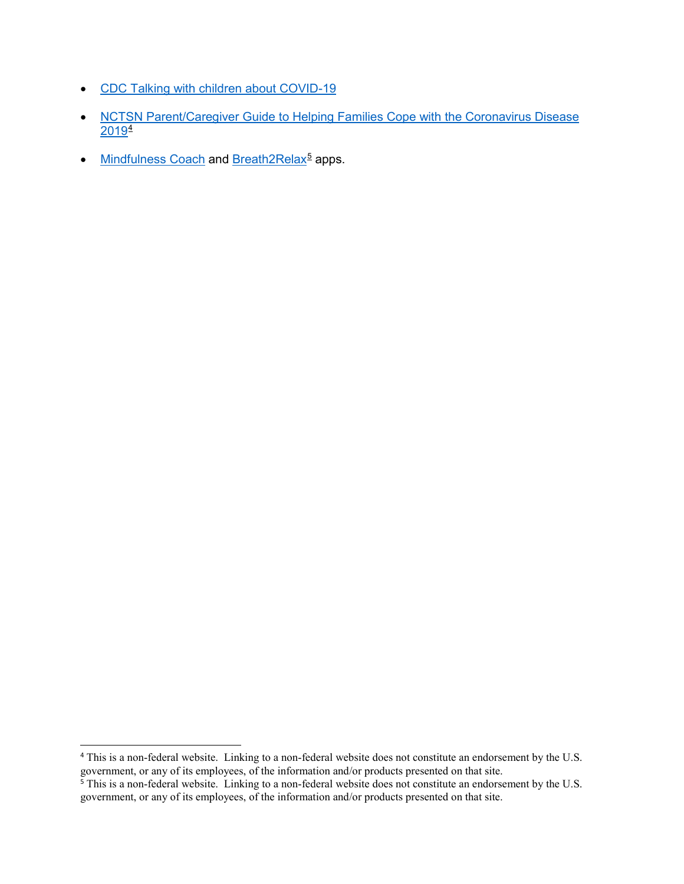- CDC Talking with children about COVID-19
- NCTSN Parent/Caregiver Guide to Helping Families Cope with the Coronavirus Disease 2019[4]
- Mindfulness Coach and Breath2Relax[5] apps.

---

[4] This is a non-federal website. Linking to a non-federal website does not constitute an endorsement by the U.S. government, or any of its employees, of the information and/or products presented on that site.

[5] This is a non-federal website. Linking to a non-federal website does not constitute an endorsement by the U.S. government, or any of its employees, of the information and/or products presented on that site.